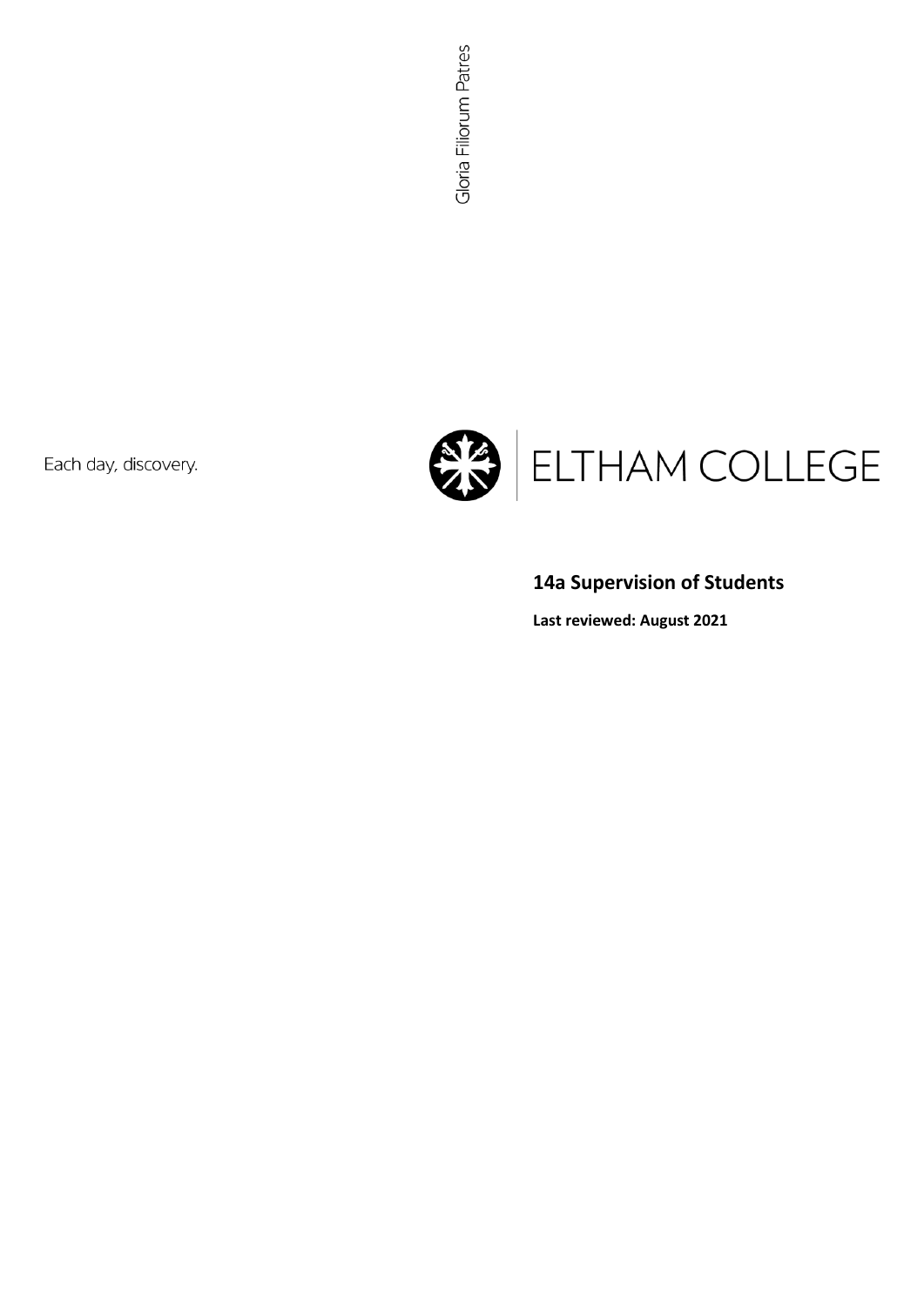Gloria Filiorum Patres

Each day, discovery.

ELTHAM COLLEGE

# 14a Supervision of Students

**Last reviewed: August 2021**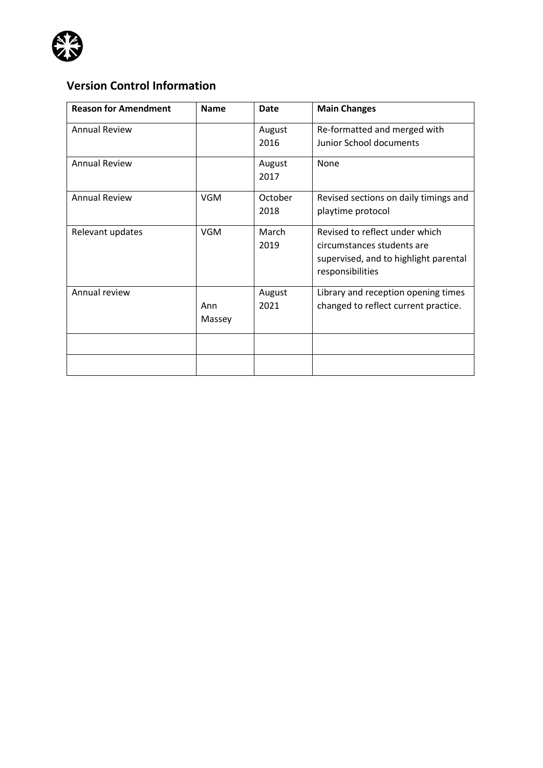## Version Control Information

| Reason for Amendment | Name | Date | Main Changes |
|---|---|---|---|
| Annual Review | | August 2016 | Re-formatted and merged with Junior School documents |
| Annual Review | | August 2017 | None |
| Annual Review | VGM | October 2018 | Revised sections on daily timings and playtime protocol |
| Relevant updates | VGM | March 2019 | Revised to reflect under which circumstances students are supervised, and to highlight parental responsibilities |
| Annual review | Ann Massey | August 2021 | Library and reception opening times changed to reflect current practice. |
| | | | |
| | | | |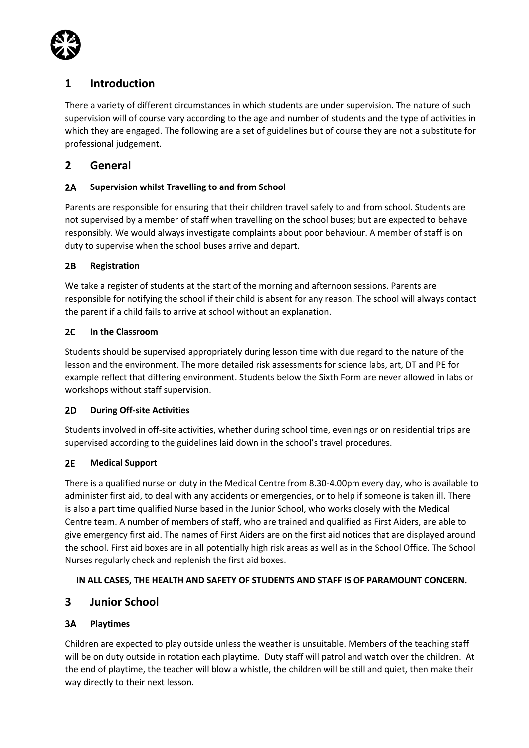# 1 Introduction

There a variety of different circumstances in which students are under supervision. The nature of such supervision will of course vary according to the age and number of students and the type of activities in which they are engaged. The following are a set of guidelines but of course they are not a substitute for professional judgement.

# 2 General

### 2A Supervision whilst Travelling to and from School

Parents are responsible for ensuring that their children travel safely to and from school. Students are not supervised by a member of staff when travelling on the school buses; but are expected to behave responsibly. We would always investigate complaints about poor behaviour. A member of staff is on duty to supervise when the school buses arrive and depart.

### 2B Registration

We take a register of students at the start of the morning and afternoon sessions. Parents are responsible for notifying the school if their child is absent for any reason. The school will always contact the parent if a child fails to arrive at school without an explanation.

### 2C In the Classroom

Students should be supervised appropriately during lesson time with due regard to the nature of the lesson and the environment. The more detailed risk assessments for science labs, art, DT and PE for example reflect that differing environment. Students below the Sixth Form are never allowed in labs or workshops without staff supervision.

### 2D During Off-site Activities

Students involved in off-site activities, whether during school time, evenings or on residential trips are supervised according to the guidelines laid down in the school's travel procedures.

### 2E Medical Support

There is a qualified nurse on duty in the Medical Centre from 8.30-4.00pm every day, who is available to administer first aid, to deal with any accidents or emergencies, or to help if someone is taken ill. There is also a part time qualified Nurse based in the Junior School, who works closely with the Medical Centre team. A number of members of staff, who are trained and qualified as First Aiders, are able to give emergency first aid. The names of First Aiders are on the first aid notices that are displayed around the school. First aid boxes are in all potentially high risk areas as well as in the School Office. The School Nurses regularly check and replenish the first aid boxes.

**IN ALL CASES, THE HEALTH AND SAFETY OF STUDENTS AND STAFF IS OF PARAMOUNT CONCERN.**

# 3 Junior School

### 3A Playtimes

Children are expected to play outside unless the weather is unsuitable. Members of the teaching staff will be on duty outside in rotation each playtime. Duty staff will patrol and watch over the children. At the end of playtime, the teacher will blow a whistle, the children will be still and quiet, then make their way directly to their next lesson.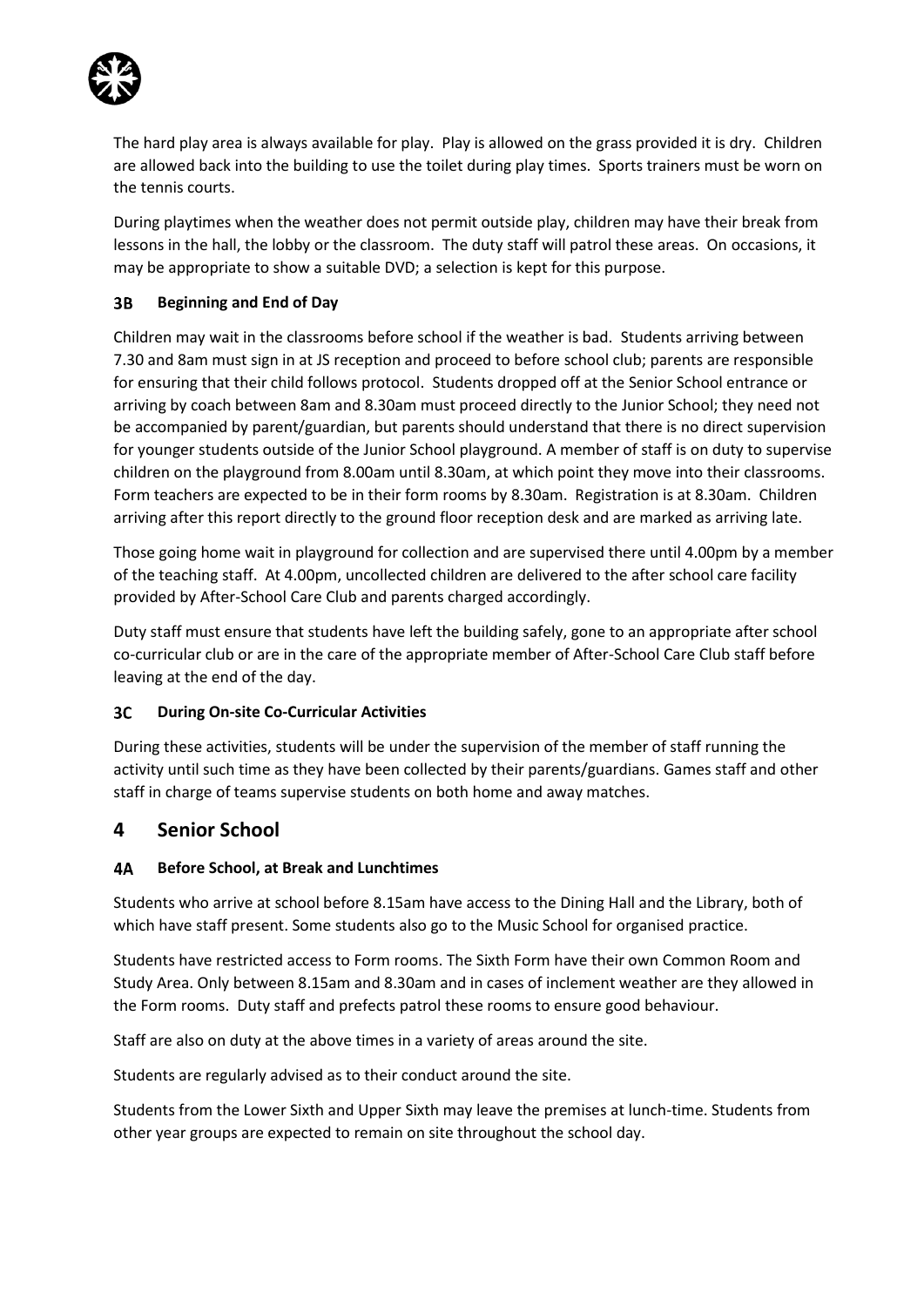The hard play area is always available for play. Play is allowed on the grass provided it is dry. Children are allowed back into the building to use the toilet during play times. Sports trainers must be worn on the tennis courts.

During playtimes when the weather does not permit outside play, children may have their break from lessons in the hall, the lobby or the classroom. The duty staff will patrol these areas. On occasions, it may be appropriate to show a suitable DVD; a selection is kept for this purpose.

### 3B Beginning and End of Day

Children may wait in the classrooms before school if the weather is bad. Students arriving between 7.30 and 8am must sign in at JS reception and proceed to before school club; parents are responsible for ensuring that their child follows protocol. Students dropped off at the Senior School entrance or arriving by coach between 8am and 8.30am must proceed directly to the Junior School; they need not be accompanied by parent/guardian, but parents should understand that there is no direct supervision for younger students outside of the Junior School playground. A member of staff is on duty to supervise children on the playground from 8.00am until 8.30am, at which point they move into their classrooms. Form teachers are expected to be in their form rooms by 8.30am. Registration is at 8.30am. Children arriving after this report directly to the ground floor reception desk and are marked as arriving late.

Those going home wait in playground for collection and are supervised there until 4.00pm by a member of the teaching staff. At 4.00pm, uncollected children are delivered to the after school care facility provided by After-School Care Club and parents charged accordingly.

Duty staff must ensure that students have left the building safely, gone to an appropriate after school co-curricular club or are in the care of the appropriate member of After-School Care Club staff before leaving at the end of the day.

### 3C During On-site Co-Curricular Activities

During these activities, students will be under the supervision of the member of staff running the activity until such time as they have been collected by their parents/guardians. Games staff and other staff in charge of teams supervise students on both home and away matches.

## 4 Senior School

### 4A Before School, at Break and Lunchtimes

Students who arrive at school before 8.15am have access to the Dining Hall and the Library, both of which have staff present. Some students also go to the Music School for organised practice.

Students have restricted access to Form rooms. The Sixth Form have their own Common Room and Study Area. Only between 8.15am and 8.30am and in cases of inclement weather are they allowed in the Form rooms. Duty staff and prefects patrol these rooms to ensure good behaviour.

Staff are also on duty at the above times in a variety of areas around the site.

Students are regularly advised as to their conduct around the site.

Students from the Lower Sixth and Upper Sixth may leave the premises at lunch-time. Students from other year groups are expected to remain on site throughout the school day.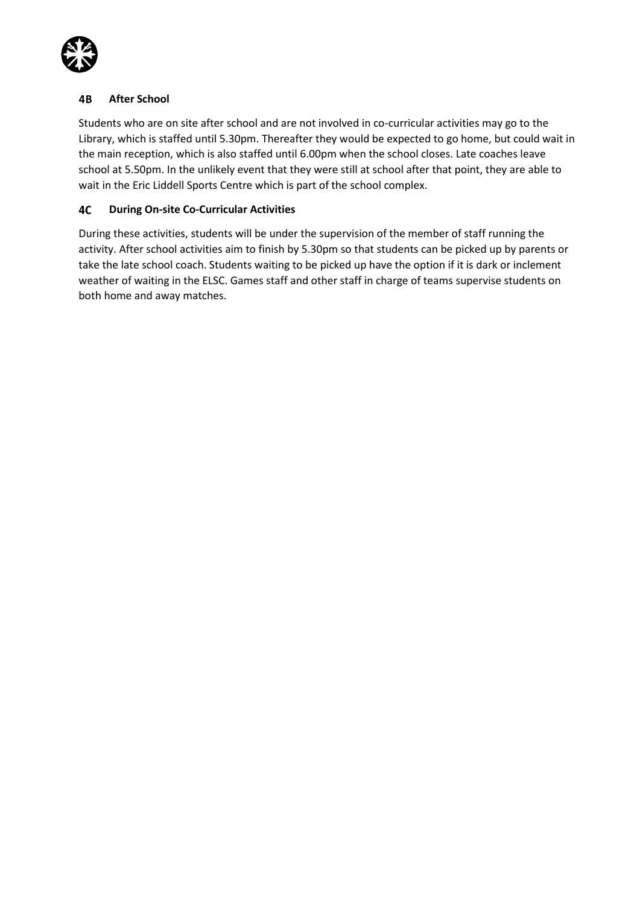### 4B After School

Students who are on site after school and are not involved in co-curricular activities may go to the Library, which is staffed until 5.30pm. Thereafter they would be expected to go home, but could wait in the main reception, which is also staffed until 6.00pm when the school closes. Late coaches leave school at 5.50pm. In the unlikely event that they were still at school after that point, they are able to wait in the Eric Liddell Sports Centre which is part of the school complex.

### 4C During On-site Co-Curricular Activities

During these activities, students will be under the supervision of the member of staff running the activity. After school activities aim to finish by 5.30pm so that students can be picked up by parents or take the late school coach. Students waiting to be picked up have the option if it is dark or inclement weather of waiting in the ELSC. Games staff and other staff in charge of teams supervise students on both home and away matches.